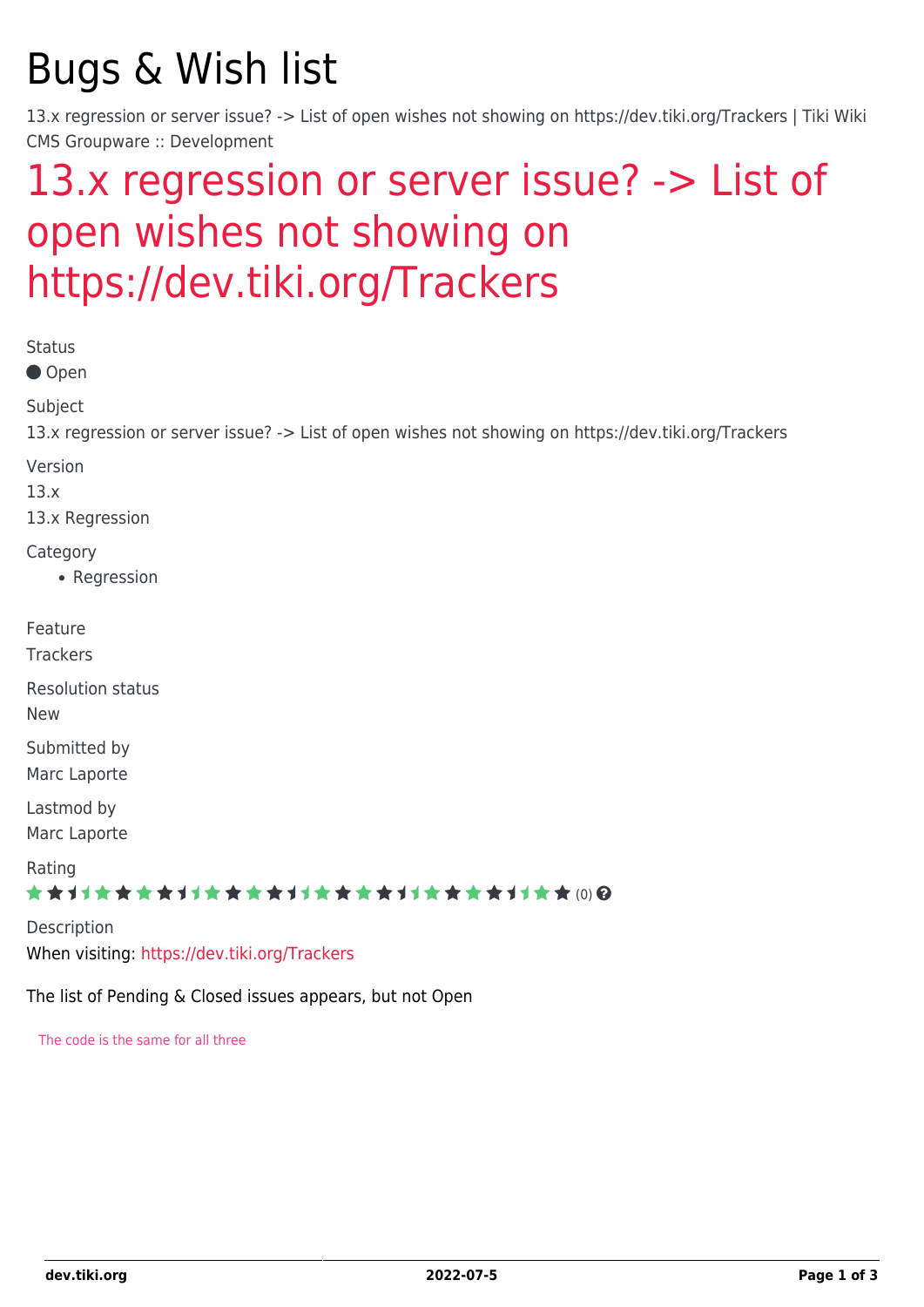# Bugs & Wish list

13.x regression or server issue? -> List of open wishes not showing on https://dev.tiki.org/Trackers | Tiki Wiki CMS Groupware :: Development

## 13.x regression or server issue? -> List of open wishes not showing on https://dev.tiki.org/Trackers

Status

● Open

Subject

13.x regression or server issue? -> List of open wishes not showing on https://dev.tiki.org/Trackers

Version

13.x

13.x Regression

Category

- Regression

Feature

Trackers

Resolution status

New

Submitted by

Marc Laporte

Lastmod by

Marc Laporte

Rating

(0)

Description

When visiting: https://dev.tiki.org/Trackers

The list of Pending & Closed issues appears, but not Open

The code is the same for all three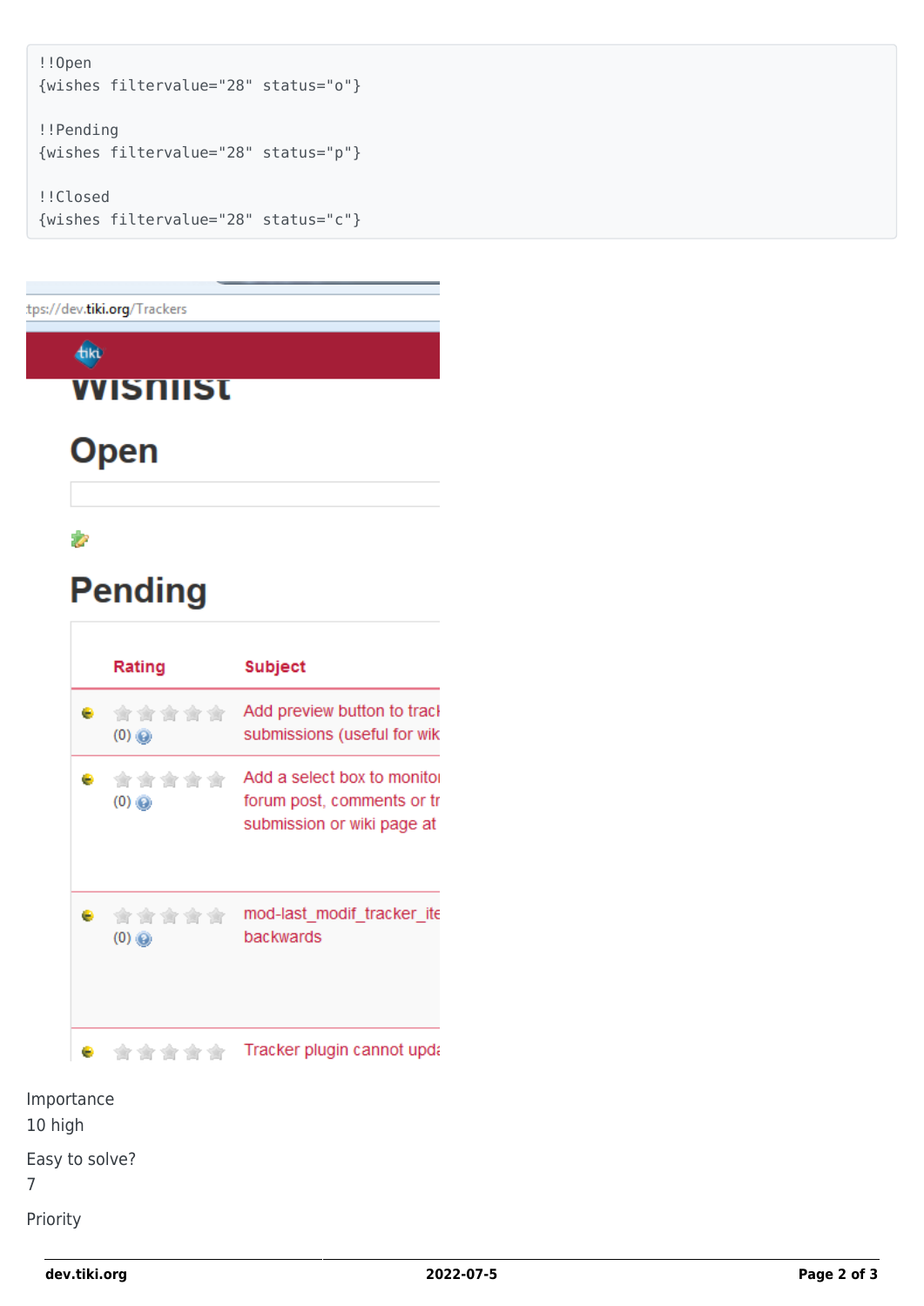```
!!Open
{wishes filtervalue="28" status="o"}

!!Pending
{wishes filtervalue="28" status="p"}

!!Closed
{wishes filtervalue="28" status="c"}
```

Importance
10 high

Easy to solve?
7

Priority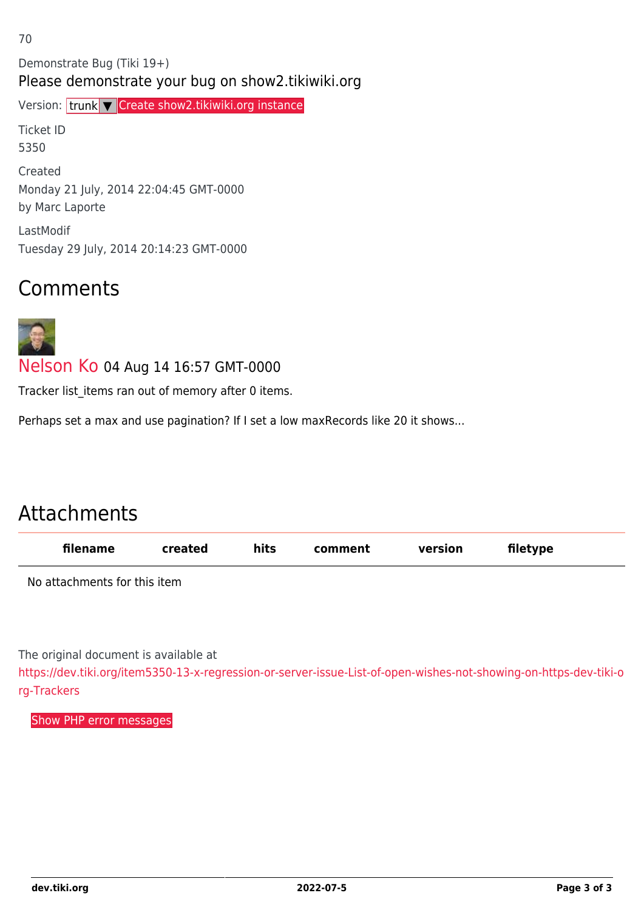70

Demonstrate Bug (Tiki 19+)

Please demonstrate your bug on show2.tikiwiki.org

Version: trunk ▼ Create show2.tikiwiki.org instance

Ticket ID

5350

Created

Monday 21 July, 2014 22:04:45 GMT-0000

by Marc Laporte

LastModif

Tuesday 29 July, 2014 20:14:23 GMT-0000

## Comments

Nelson Ko 04 Aug 14 16:57 GMT-0000

Tracker list_items ran out of memory after 0 items.

Perhaps set a max and use pagination? If I set a low maxRecords like 20 it shows...

## Attachments

| filename | created | hits | comment | version | filetype |
|---|---|---|---|---|---|
| No attachments for this item | | | | | |

The original document is available at https://dev.tiki.org/item5350-13-x-regression-or-server-issue-List-of-open-wishes-not-showing-on-https-dev-tiki-org-Trackers

Show PHP error messages